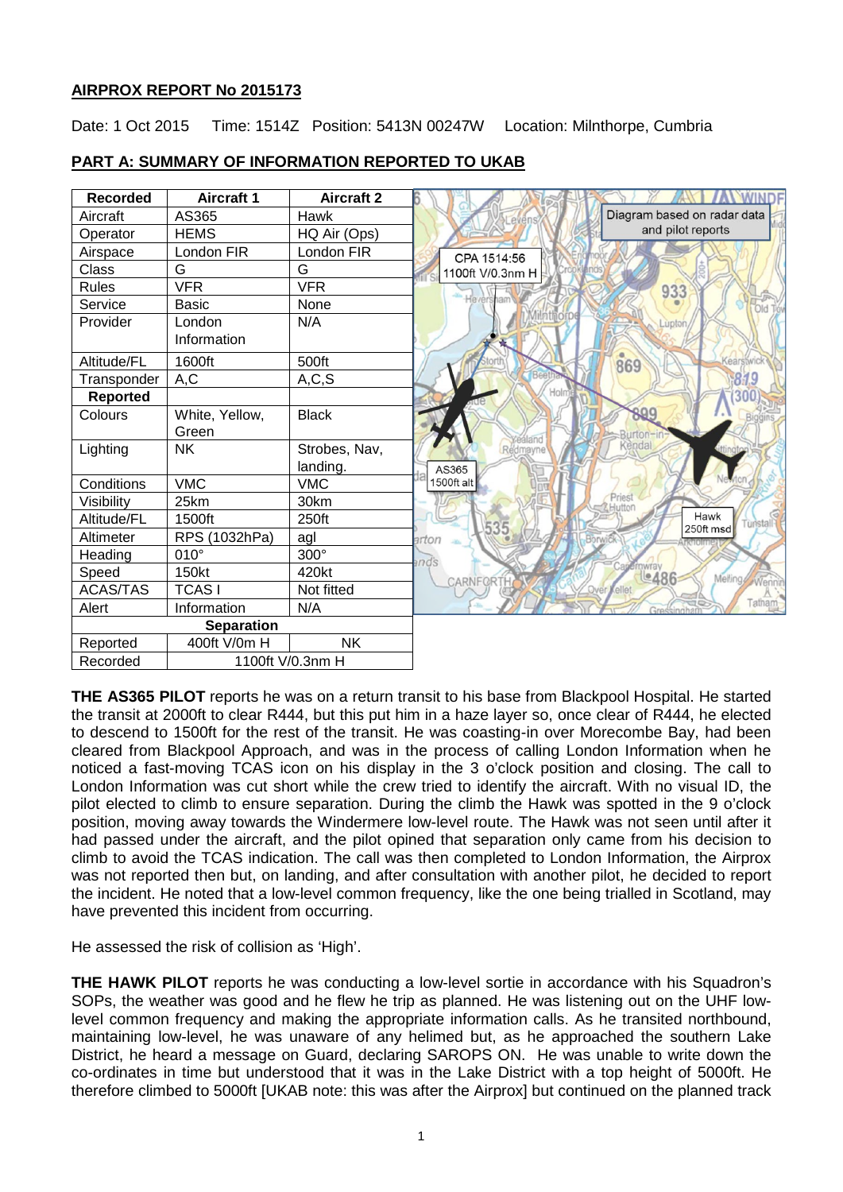## AIRPROX REPORT No 2015173

Date: 1 Oct 2015 Time: 1514Z Position: 5413N 00247W Location: Milnthorpe, Cumbria

## PART A: SUMMARY OF INFORMATION REPORTED TO UKAB

| Recorded | Aircraft 1 | Aircraft 2 |
|---|---|---|
| Aircraft | AS365 | Hawk |
| Operator | HEMS | HQ Air (Ops) |
| Airspace | London FIR | London FIR |
| Class | G | G |
| Rules | VFR | VFR |
| Service | Basic | None |
| Provider | London Information | N/A |
| Altitude/FL | 1600ft | 500ft |
| Transponder | A,C | A,C,S |
| **Reported** | | |
| Colours | White, Yellow, Green | Black |
| Lighting | NK | Strobes, Nav, landing. |
| Conditions | VMC | VMC |
| Visibility | 25km | 30km |
| Altitude/FL | 1500ft | 250ft |
| Altimeter | RPS (1032hPa) | agl |
| Heading | 010° | 300° |
| Speed | 150kt | 420kt |
| ACAS/TAS | TCAS I | Not fitted |
| Alert | Information | N/A |
| **Separation** | | |
| Reported | 400ft V/0m H | NK |
| Recorded | 1100ft V/0.3nm H | |

Diagram based on radar data and pilot reports

CPA 1514:56 1100ft V/0.3nm H

AS365 1500ft alt

Hawk 250ft msd

**THE AS365 PILOT** reports he was on a return transit to his base from Blackpool Hospital. He started the transit at 2000ft to clear R444, but this put him in a haze layer so, once clear of R444, he elected to descend to 1500ft for the rest of the transit. He was coasting-in over Morecambe Bay, had been cleared from Blackpool Approach, and was in the process of calling London Information when he noticed a fast-moving TCAS icon on his display in the 3 o'clock position and closing. The call to London Information was cut short while the crew tried to identify the aircraft. With no visual ID, the pilot elected to climb to ensure separation. During the climb the Hawk was spotted in the 9 o'clock position, moving away towards the Windermere low-level route. The Hawk was not seen until after it had passed under the aircraft, and the pilot opined that separation only came from his decision to climb to avoid the TCAS indication. The call was then completed to London Information, the Airprox was not reported then but, on landing, and after consultation with another pilot, he decided to report the incident. He noted that a low-level common frequency, like the one being trialled in Scotland, may have prevented this incident from occurring.

He assessed the risk of collision as 'High'.

**THE HAWK PILOT** reports he was conducting a low-level sortie in accordance with his Squadron's SOPs, the weather was good and he flew he trip as planned. He was listening out on the UHF low-level common frequency and making the appropriate information calls. As he transited northbound, maintaining low-level, he was unaware of any helimed but, as he approached the southern Lake District, he heard a message on Guard, declaring SAROPS ON. He was unable to write down the co-ordinates in time but understood that it was in the Lake District with a top height of 5000ft. He therefore climbed to 5000ft [UKAB note: this was after the Airprox] but continued on the planned track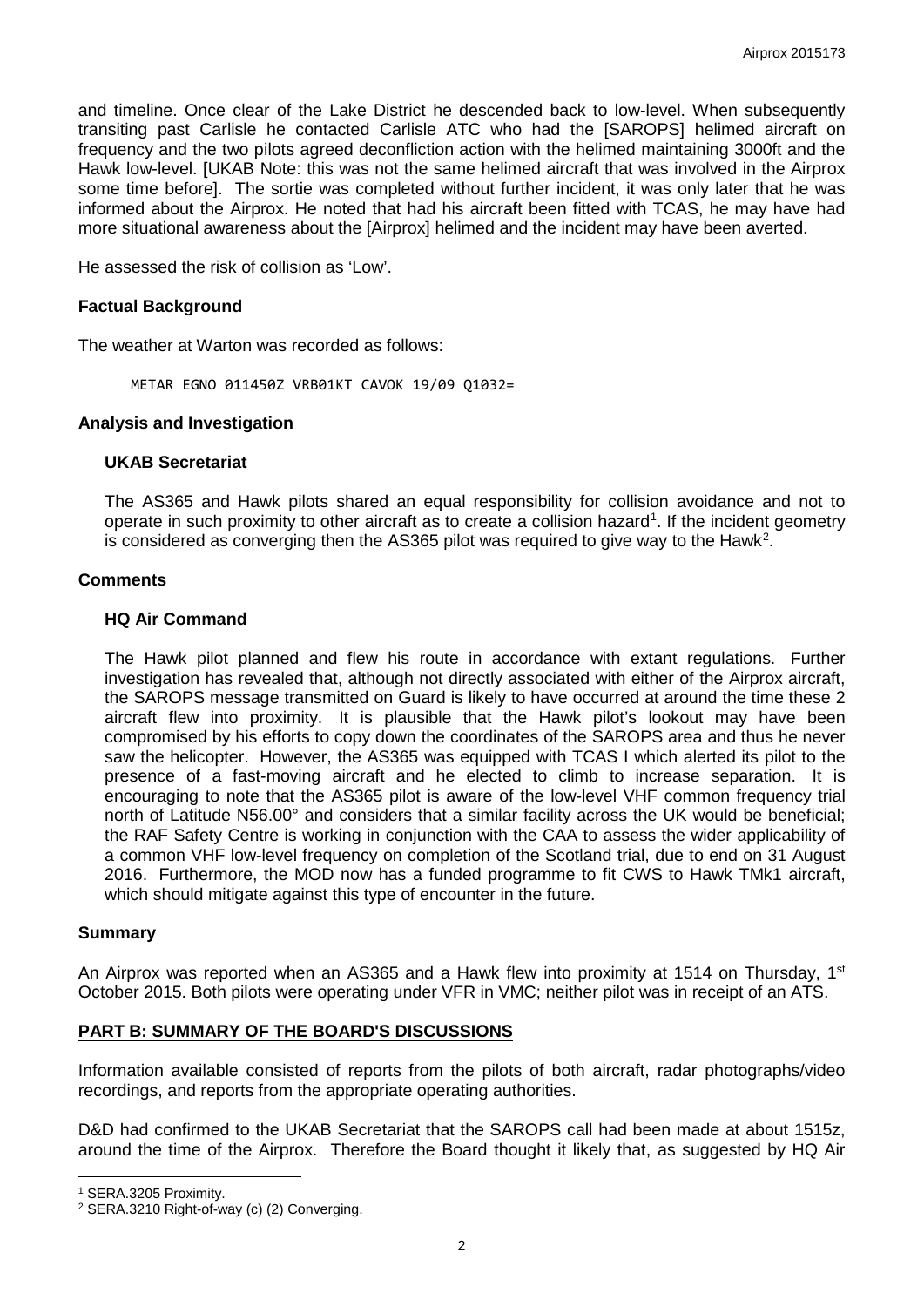and timeline. Once clear of the Lake District he descended back to low-level. When subsequently transiting past Carlisle he contacted Carlisle ATC who had the [SAROPS] helimed aircraft on frequency and the two pilots agreed deconfliction action with the helimed maintaining 3000ft and the Hawk low-level. [UKAB Note: this was not the same helimed aircraft that was involved in the Airprox some time before]. The sortie was completed without further incident, it was only later that he was informed about the Airprox. He noted that had his aircraft been fitted with TCAS, he may have had more situational awareness about the [Airprox] helimed and the incident may have been averted.

He assessed the risk of collision as 'Low'.

### Factual Background

The weather at Warton was recorded as follows:

```
METAR EGNO 011450Z VRB01KT CAVOK 19/09 Q1032=
```

### Analysis and Investigation

#### UKAB Secretariat

The AS365 and Hawk pilots shared an equal responsibility for collision avoidance and not to operate in such proximity to other aircraft as to create a collision hazard[1]. If the incident geometry is considered as converging then the AS365 pilot was required to give way to the Hawk[2].

### Comments

#### HQ Air Command

The Hawk pilot planned and flew his route in accordance with extant regulations. Further investigation has revealed that, although not directly associated with either of the Airprox aircraft, the SAROPS message transmitted on Guard is likely to have occurred at around the time these 2 aircraft flew into proximity. It is plausible that the Hawk pilot's lookout may have been compromised by his efforts to copy down the coordinates of the SAROPS area and thus he never saw the helicopter. However, the AS365 was equipped with TCAS I which alerted its pilot to the presence of a fast-moving aircraft and he elected to climb to increase separation. It is encouraging to note that the AS365 pilot is aware of the low-level VHF common frequency trial north of Latitude N56.00° and considers that a similar facility across the UK would be beneficial; the RAF Safety Centre is working in conjunction with the CAA to assess the wider applicability of a common VHF low-level frequency on completion of the Scotland trial, due to end on 31 August 2016. Furthermore, the MOD now has a funded programme to fit CWS to Hawk TMk1 aircraft, which should mitigate against this type of encounter in the future.

### Summary

An Airprox was reported when an AS365 and a Hawk flew into proximity at 1514 on Thursday, 1st October 2015. Both pilots were operating under VFR in VMC; neither pilot was in receipt of an ATS.

## PART B: SUMMARY OF THE BOARD'S DISCUSSIONS

Information available consisted of reports from the pilots of both aircraft, radar photographs/video recordings, and reports from the appropriate operating authorities.

D&D had confirmed to the UKAB Secretariat that the SAROPS call had been made at about 1515z, around the time of the Airprox. Therefore the Board thought it likely that, as suggested by HQ Air

[1] SERA.3205 Proximity.

[2] SERA.3210 Right-of-way (c) (2) Converging.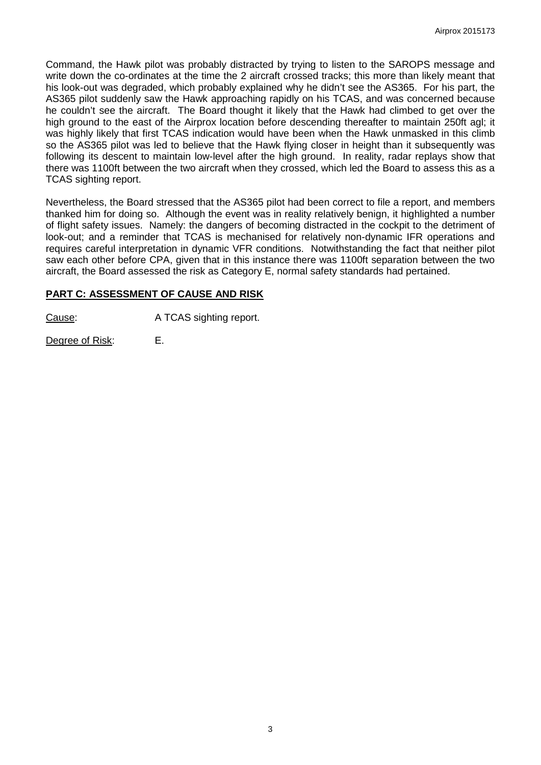Command, the Hawk pilot was probably distracted by trying to listen to the SAROPS message and write down the co-ordinates at the time the 2 aircraft crossed tracks; this more than likely meant that his look-out was degraded, which probably explained why he didn't see the AS365. For his part, the AS365 pilot suddenly saw the Hawk approaching rapidly on his TCAS, and was concerned because he couldn't see the aircraft. The Board thought it likely that the Hawk had climbed to get over the high ground to the east of the Airprox location before descending thereafter to maintain 250ft agl; it was highly likely that first TCAS indication would have been when the Hawk unmasked in this climb so the AS365 pilot was led to believe that the Hawk flying closer in height than it subsequently was following its descent to maintain low-level after the high ground. In reality, radar replays show that there was 1100ft between the two aircraft when they crossed, which led the Board to assess this as a TCAS sighting report.

Nevertheless, the Board stressed that the AS365 pilot had been correct to file a report, and members thanked him for doing so. Although the event was in reality relatively benign, it highlighted a number of flight safety issues. Namely: the dangers of becoming distracted in the cockpit to the detriment of look-out; and a reminder that TCAS is mechanised for relatively non-dynamic IFR operations and requires careful interpretation in dynamic VFR conditions. Notwithstanding the fact that neither pilot saw each other before CPA, given that in this instance there was 1100ft separation between the two aircraft, the Board assessed the risk as Category E, normal safety standards had pertained.

## PART C: ASSESSMENT OF CAUSE AND RISK

Cause: A TCAS sighting report.

Degree of Risk: E.